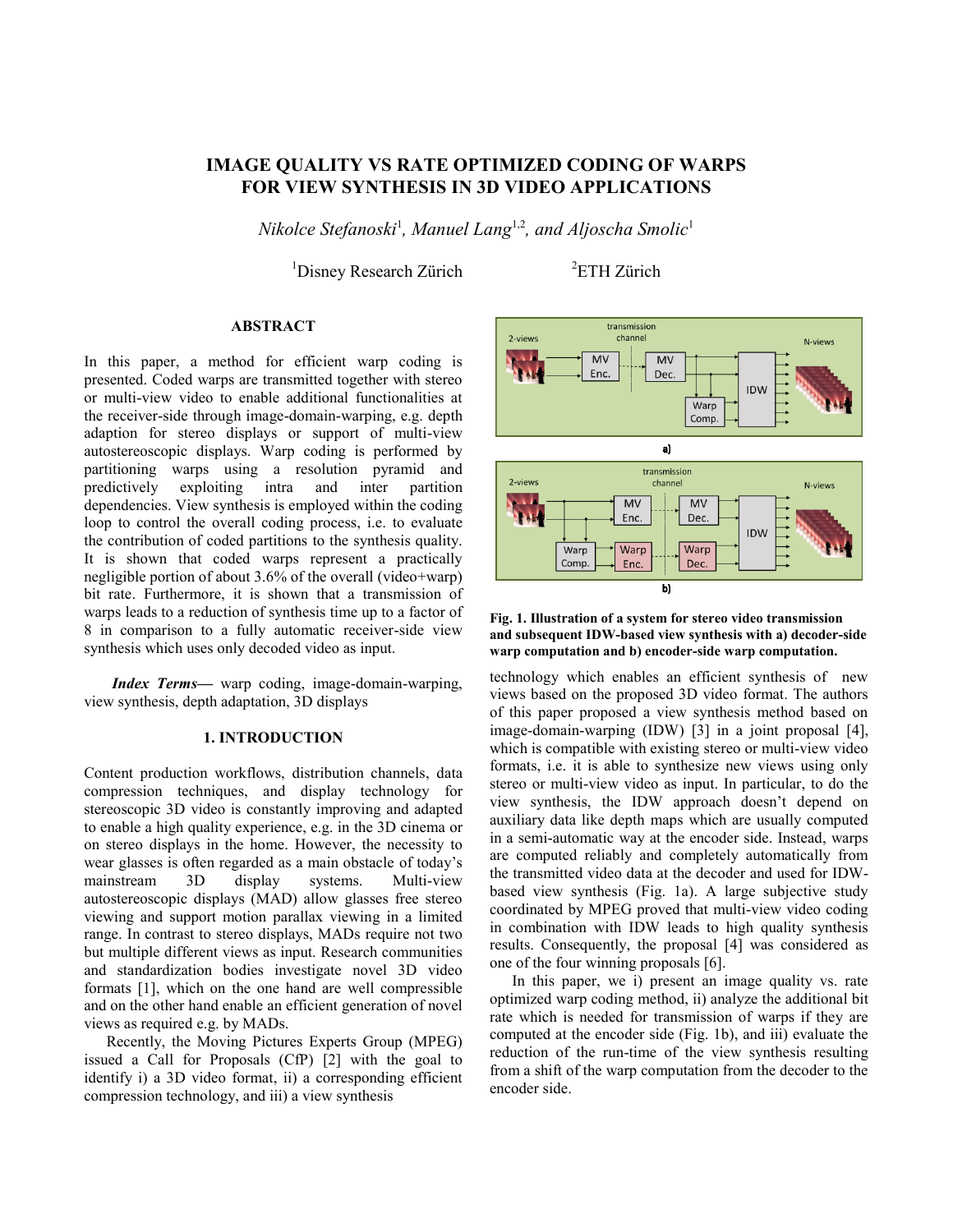# IMAGE QUALITY VS RATE OPTIMIZED CODING OF WARPS FOR VIEW SYNTHESIS IN 3D VIDEO APPLICATIONS

*Nikolce Stefanoski*[1], *Manuel Lang*[1,2], *and Aljoscha Smolic*[1]

[1]Disney Research Zürich [2]ETH Zürich

## ABSTRACT

In this paper, a method for efficient warp coding is presented. Coded warps are transmitted together with stereo or multi-view video to enable additional functionalities at the receiver-side through image-domain-warping, e.g. depth adaption for stereo displays or support of multi-view autostereoscopic displays. Warp coding is performed by partitioning warps using a resolution pyramid and predictively exploiting intra and inter partition dependencies. View synthesis is employed within the coding loop to control the overall coding process, i.e. to evaluate the contribution of coded partitions to the synthesis quality. It is shown that coded warps represent a practically negligible portion of about 3.6% of the overall (video+warp) bit rate. Furthermore, it is shown that a transmission of warps leads to a reduction of synthesis time up to a factor of 8 in comparison to a fully automatic receiver-side view synthesis which uses only decoded video as input.

***Index Terms***— warp coding, image-domain-warping, view synthesis, depth adaptation, 3D displays

## 1. INTRODUCTION

Content production workflows, distribution channels, data compression techniques, and display technology for stereoscopic 3D video is constantly improving and adapted to enable a high quality experience, e.g. in the 3D cinema or on stereo displays in the home. However, the necessity to wear glasses is often regarded as a main obstacle of today's mainstream 3D display systems. Multi-view autostereoscopic displays (MAD) allow glasses free stereo viewing and support motion parallax viewing in a limited range. In contrast to stereo displays, MADs require not two but multiple different views as input. Research communities and standardization bodies investigate novel 3D video formats [1], which on the one hand are well compressible and on the other hand enable an efficient generation of novel views as required e.g. by MADs.

Recently, the Moving Pictures Experts Group (MPEG) issued a Call for Proposals (CfP) [2] with the goal to identify i) a 3D video format, ii) a corresponding efficient compression technology, and iii) a view synthesis technology which enables an efficient synthesis of new views based on the proposed 3D video format. The authors of this paper proposed a view synthesis method based on image-domain-warping (IDW) [3] in a joint proposal [4], which is compatible with existing stereo or multi-view video formats, i.e. it is able to synthesize new views using only stereo or multi-view video as input. In particular, to do the view synthesis, the IDW approach doesn't depend on auxiliary data like depth maps which are usually computed in a semi-automatic way at the encoder side. Instead, warps are computed reliably and completely automatically from the transmitted video data at the decoder and used for IDW-based view synthesis (Fig. 1a). A large subjective study coordinated by MPEG proved that multi-view video coding in combination with IDW leads to high quality synthesis results. Consequently, the proposal [4] was considered as one of the four winning proposals [6].

transmission channel
2-views
MV Enc.
MV Dec.
IDW
Warp Comp.
N-views
a)

transmission channel
2-views
MV Enc.
MV Dec.
IDW
Warp Comp.
Warp Enc.
Warp Dec.
N-views
b)

**Fig. 1. Illustration of a system for stereo video transmission and subsequent IDW-based view synthesis with a) decoder-side warp computation and b) encoder-side warp computation.**

In this paper, we i) present an image quality vs. rate optimized warp coding method, ii) analyze the additional bit rate which is needed for transmission of warps if they are computed at the encoder side (Fig. 1b), and iii) evaluate the reduction of the run-time of the view synthesis resulting from a shift of the warp computation from the decoder to the encoder side.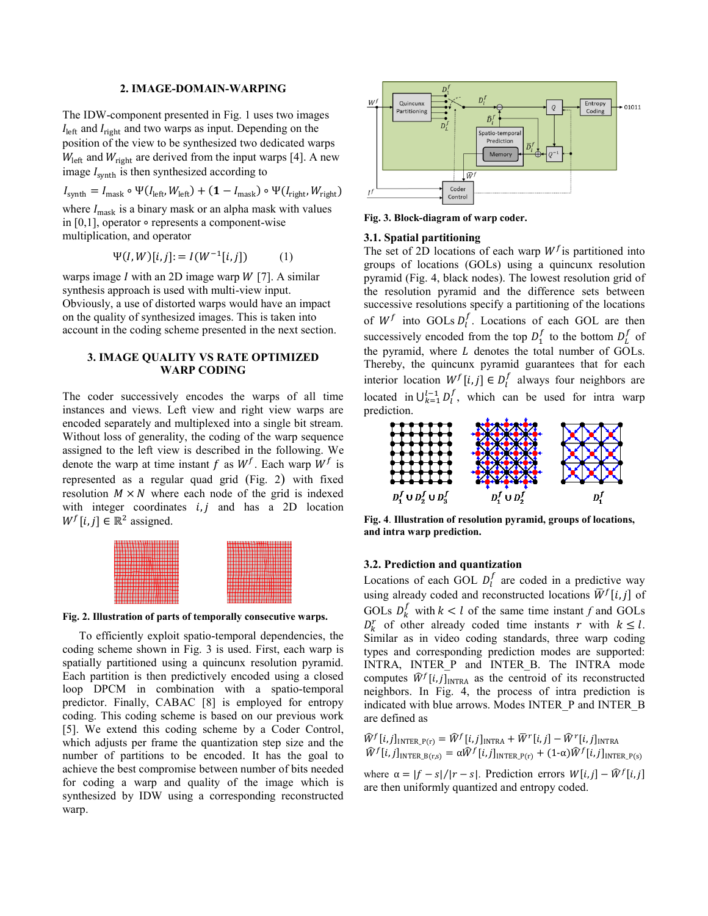## 2. IMAGE-DOMAIN-WARPING

The IDW-component presented in Fig. 1 uses two images $I_{\text{left}}$ and $I_{\text{right}}$ and two warps as input. Depending on the position of the view to be synthesized two dedicated warps $W_{\text{left}}$ and $W_{\text{right}}$ are derived from the input warps [4]. A new image $I_{\text{synth}}$ is then synthesized according to

$$I_{\text{synth}} = I_{\text{mask}} \circ \Psi(I_{\text{left}}, W_{\text{left}}) + (\mathbf{1} - I_{\text{mask}}) \circ \Psi(I_{\text{right}}, W_{\text{right}})$$

where $I_{\text{mask}}$ is a binary mask or an alpha mask with values in [0,1], operator $\circ$ represents a component-wise multiplication, and operator

$$\Psi(I, W)[i,j] := I(W^{-1}[i,j]) \qquad (1)$$

warps image $I$ with an 2D image warp $W$ [7]. A similar synthesis approach is used with multi-view input. Obviously, a use of distorted warps would have an impact on the quality of synthesized images. This is taken into account in the coding scheme presented in the next section.

## 3. IMAGE QUALITY VS RATE OPTIMIZED WARP CODING

The coder successively encodes the warps of all time instances and views. Left view and right view warps are encoded separately and multiplexed into a single bit stream. Without loss of generality, the coding of the warp sequence assigned to the left view is described in the following. We denote the warp at time instant $f$ as $W^f$. Each warp $W^f$ is represented as a regular quad grid (Fig. 2) with fixed resolution $M \times N$ where each node of the grid is indexed with integer coordinates $i, j$ and has a 2D location $W^f[i,j] \in \mathbb{R}^2$ assigned.

**Fig. 2. Illustration of parts of temporally consecutive warps.**

To efficiently exploit spatio-temporal dependencies, the coding scheme shown in Fig. 3 is used. First, each warp is spatially partitioned using a quincunx resolution pyramid. Each partition is then predictively encoded using a closed loop DPCM in combination with a spatio-temporal predictor. Finally, CABAC [8] is employed for entropy coding. This coding scheme is based on our previous work [5]. We extend this coding scheme by a Coder Control, which adjusts per frame the quantization step size and the number of partitions to be encoded. It has the goal to achieve the best compromise between number of bits needed for coding a warp and quality of the image which is synthesized by IDW using a corresponding reconstructed warp.

**Fig. 3. Block-diagram of warp coder.**

### 3.1. Spatial partitioning

The set of 2D locations of each warp $W^f$ is partitioned into groups of locations (GOLs) using a quincunx resolution pyramid (Fig. 4, black nodes). The lowest resolution grid of the resolution pyramid and the difference sets between successive resolutions specify a partitioning of the locations of $W^f$ into GOLs $D_l^f$. Locations of each GOL are then successively encoded from the top $D_1^f$ to the bottom $D_L^f$ of the pyramid, where $L$ denotes the total number of GOLs. Thereby, the quincunx pyramid guarantees that for each interior location $W^f[i,j] \in D_l^f$ always four neighbors are located in $\bigcup_{k=1}^{l-1} D_l^f$, which can be used for intra warp prediction.

**Fig. 4. Illustration of resolution pyramid, groups of locations, and intra warp prediction.**

### 3.2. Prediction and quantization

Locations of each GOL $D_l^f$ are coded in a predictive way using already coded and reconstructed locations $\overline{W}^f[i,j]$ of GOLs $D_k^f$ with $k < l$ of the same time instant $f$ and GOLs $D_k^r$ of other already coded time instants $r$ with $k \leq l$. Similar as in video coding standards, three warp coding types and corresponding prediction modes are supported: INTRA, INTER_P and INTER_B. The INTRA mode computes $\widehat{W}^f[i,j]_{\text{INTRA}}$ as the centroid of its reconstructed neighbors. In Fig. 4, the process of intra prediction is indicated with blue arrows. Modes INTER_P and INTER_B are defined as

$$\widehat{W}^f[i,j]_{\text{INTER\_P(r)}} = \widehat{W}^f[i,j]_{\text{INTRA}} + \overline{W}^r[i,j] - \widehat{W}^r[i,j]_{\text{INTRA}}$$

$$\widehat{W}^f[i,j]_{\text{INTER\_B(r,s)}} = \alpha\widehat{W}^f[i,j]_{\text{INTER\_P(r)}} + (1\text{-}\alpha)\widehat{W}^f[i,j]_{\text{INTER\_P(s)}}$$

where $\alpha = |f - s|/|r - s|$. Prediction errors $W[i,j] - \widehat{W}^f[i,j]$ are then uniformly quantized and entropy coded.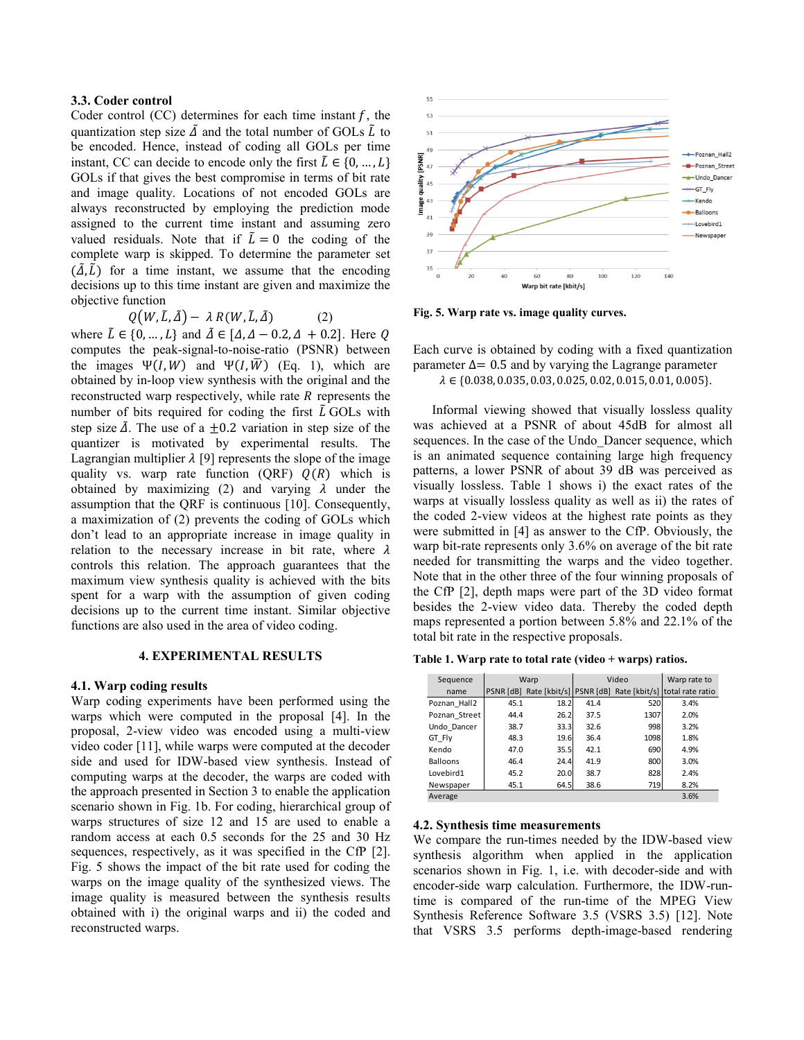### 3.3. Coder control

Coder control (CC) determines for each time instant $f$, the quantization step size $\tilde{\Delta}$ and the total number of GOLs $\tilde{L}$ to be encoded. Hence, instead of coding all GOLs per time instant, CC can decide to encode only the first $\tilde{L} \in \{0, \dots, L\}$ GOLs if that gives the best compromise in terms of bit rate and image quality. Locations of not encoded GOLs are always reconstructed by employing the prediction mode assigned to the current time instant and assuming zero valued residuals. Note that if $\tilde{L} = 0$ the coding of the complete warp is skipped. To determine the parameter set $(\tilde{\Delta}, \tilde{L})$ for a time instant, we assume that the encoding decisions up to this time instant are given and maximize the objective function

$$Q(W, \tilde{L}, \tilde{\Delta}) - \lambda R(W, \tilde{L}, \tilde{\Delta}) \qquad (2)$$

where $\tilde{L} \in \{0, \dots, L\}$ and $\tilde{\Delta} \in [\Delta, \Delta - 0.2, \Delta + 0.2]$. Here $Q$ computes the peak-signal-to-noise-ratio (PSNR) between the images $\Psi(I, W)$ and $\Psi(I, \overline{W})$ (Eq. 1), which are obtained by in-loop view synthesis with the original and the reconstructed warp respectively, while rate $R$ represents the number of bits required for coding the first $\tilde{L}$ GOLs with step size $\tilde{\Delta}$. The use of a $\pm 0.2$ variation in step size of the quantizer is motivated by experimental results. The Lagrangian multiplier $\lambda$ [9] represents the slope of the image quality vs. warp rate function (QRF) $Q(R)$ which is obtained by maximizing (2) and varying $\lambda$ under the assumption that the QRF is continuous [10]. Consequently, a maximization of (2) prevents the coding of GOLs which don't lead to an appropriate increase in image quality in relation to the necessary increase in bit rate, where $\lambda$ controls this relation. The approach guarantees that the maximum view synthesis quality is achieved with the bits spent for a warp with the assumption of given coding decisions up to the current time instant. Similar objective functions are also used in the area of video coding.

## 4. EXPERIMENTAL RESULTS

### 4.1. Warp coding results

Warp coding experiments have been performed using the warps which were computed in the proposal [4]. In the proposal, 2-view video was encoded using a multi-view video coder [11], while warps were computed at the decoder side and used for IDW-based view synthesis. Instead of computing warps at the decoder, the warps are coded with the approach presented in Section 3 to enable the application scenario shown in Fig. 1b. For coding, hierarchical group of warps structures of size 12 and 15 are used to enable a random access at each 0.5 seconds for the 25 and 30 Hz sequences, respectively, as it was specified in the CfP [2]. Fig. 5 shows the impact of the bit rate used for coding the warps on the image quality of the synthesized views. The image quality is measured between the synthesis results obtained with i) the original warps and ii) the coded and reconstructed warps.

Image quality [PSNR]
55
53
51
49
47
45
43
41
39
37
35
0 20 40 60 80 100 120 140
Warp bit rate [kbit/s]
Poznan_Hall2
Poznan_Street
Undo_Dancer
GT_Fly
Kendo
Balloons
Lovebird1
Newspaper

**Fig. 5. Warp rate vs. image quality curves.**

Each curve is obtained by coding with a fixed quantization parameter $\Delta = 0.5$ and by varying the Lagrange parameter $\lambda \in \{0.038, 0.035, 0.03, 0.025, 0.02, 0.015, 0.01, 0.005\}$.

Informal viewing showed that visually lossless quality was achieved at a PSNR of about 45dB for almost all sequences. In the case of the Undo_Dancer sequence, which is an animated sequence containing large high frequency patterns, a lower PSNR of about 39 dB was perceived as visually lossless. Table 1 shows i) the exact rates of the warps at visually lossless quality as well as ii) the rates of the coded 2-view videos at the highest rate points as they were submitted in [4] as answer to the CfP. Obviously, the warp bit-rate represents only 3.6% on average of the bit rate needed for transmitting the warps and the video together. Note that in the other three of the four winning proposals of the CfP [2], depth maps were part of the 3D video format besides the 2-view video data. Thereby the coded depth maps represented a portion between 5.8% and 22.1% of the total bit rate in the respective proposals.

**Table 1. Warp rate to total rate (video + warps) ratios.**

| Sequence name | Warp | | Video | | Warp rate to total rate ratio |
|---|---|---|---|---|---|
| | PSNR [dB] | Rate [kbit/s] | PSNR [dB] | Rate [kbit/s] | |
| Poznan_Hall2 | 45.1 | 18.2 | 41.4 | 520 | 3.4% |
| Poznan_Street | 44.4 | 26.2 | 37.5 | 1307 | 2.0% |
| Undo_Dancer | 38.7 | 33.3 | 32.6 | 998 | 3.2% |
| GT_Fly | 48.3 | 19.6 | 36.4 | 1098 | 1.8% |
| Kendo | 47.0 | 35.5 | 42.1 | 690 | 4.9% |
| Balloons | 46.4 | 24.4 | 41.9 | 800 | 3.0% |
| Lovebird1 | 45.2 | 20.0 | 38.7 | 828 | 2.4% |
| Newspaper | 45.1 | 64.5 | 38.6 | 719 | 8.2% |
| Average | | | | | 3.6% |

### 4.2. Synthesis time measurements

We compare the run-times needed by the IDW-based view synthesis algorithm when applied in the application scenarios shown in Fig. 1, i.e. with decoder-side and with encoder-side warp calculation. Furthermore, the IDW-run-time is compared of the run-time of the MPEG View Synthesis Reference Software 3.5 (VSRS 3.5) [12]. Note that VSRS 3.5 performs depth-image-based rendering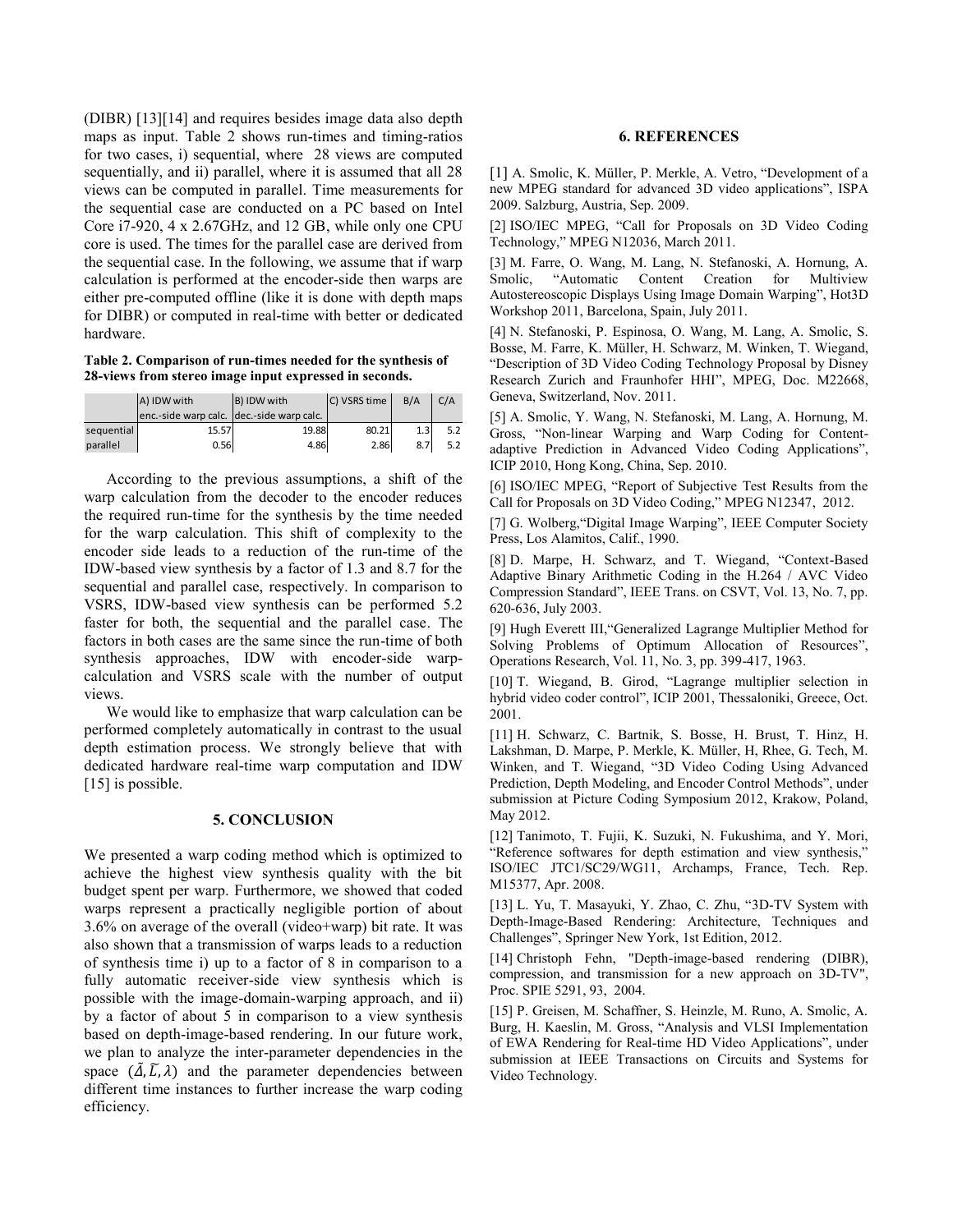(DIBR) [13][14] and requires besides image data also depth maps as input. Table 2 shows run-times and timing-ratios for two cases, i) sequential, where 28 views are computed sequentially, and ii) parallel, where it is assumed that all 28 views can be computed in parallel. Time measurements for the sequential case are conducted on a PC based on Intel Core i7-920, 4 x 2.67GHz, and 12 GB, while only one CPU core is used. The times for the parallel case are derived from the sequential case. In the following, we assume that if warp calculation is performed at the encoder-side then warps are either pre-computed offline (like it is done with depth maps for DIBR) or computed in real-time with better or dedicated hardware.

**Table 2. Comparison of run-times needed for the synthesis of 28-views from stereo image input expressed in seconds.**

| | A) IDW with enc.-side warp calc. | B) IDW with dec.-side warp calc. | C) VSRS time | B/A | C/A |
|---|---|---|---|---|---|
| sequential | 15.57 | 19.88 | 80.21 | 1.3 | 5.2 |
| parallel | 0.56 | 4.86 | 2.86 | 8.7 | 5.2 |

According to the previous assumptions, a shift of the warp calculation from the decoder to the encoder reduces the required run-time for the synthesis by the time needed for the warp calculation. This shift of complexity to the encoder side leads to a reduction of the run-time of the IDW-based view synthesis by a factor of 1.3 and 8.7 for the sequential and parallel case, respectively. In comparison to VSRS, IDW-based view synthesis can be performed 5.2 faster for both, the sequential and the parallel case. The factors in both cases are the same since the run-time of both synthesis approaches, IDW with encoder-side warp-calculation and VSRS scale with the number of output views.

We would like to emphasize that warp calculation can be performed completely automatically in contrast to the usual depth estimation process. We strongly believe that with dedicated hardware real-time warp computation and IDW [15] is possible.

## 5. CONCLUSION

We presented a warp coding method which is optimized to achieve the highest view synthesis quality with the bit budget spent per warp. Furthermore, we showed that coded warps represent a practically negligible portion of about 3.6% on average of the overall (video+warp) bit rate. It was also shown that a transmission of warps leads to a reduction of synthesis time i) up to a factor of 8 in comparison to a fully automatic receiver-side view synthesis which is possible with the image-domain-warping approach, and ii) by a factor of about 5 in comparison to a view synthesis based on depth-image-based rendering. In our future work, we plan to analyze the inter-parameter dependencies in the space $(\tilde{\Delta}, \tilde{L}, \lambda)$ and the parameter dependencies between different time instances to further increase the warp coding efficiency.

## 6. REFERENCES

[1] A. Smolic, K. Müller, P. Merkle, A. Vetro, "Development of a new MPEG standard for advanced 3D video applications", ISPA 2009. Salzburg, Austria, Sep. 2009.

[2] ISO/IEC MPEG, "Call for Proposals on 3D Video Coding Technology," MPEG N12036, March 2011.

[3] M. Farre, O. Wang, M. Lang, N. Stefanoski, A. Hornung, A. Smolic, "Automatic Content Creation for Multiview Autostereoscopic Displays Using Image Domain Warping", Hot3D Workshop 2011, Barcelona, Spain, July 2011.

[4] N. Stefanoski, P. Espinosa, O. Wang, M. Lang, A. Smolic, S. Bosse, M. Farre, K. Müller, H. Schwarz, M. Winken, T. Wiegand, "Description of 3D Video Coding Technology Proposal by Disney Research Zurich and Fraunhofer HHI", MPEG, Doc. M22668, Geneva, Switzerland, Nov. 2011.

[5] A. Smolic, Y. Wang, N. Stefanoski, M. Lang, A. Hornung, M. Gross, "Non-linear Warping and Warp Coding for Content-adaptive Prediction in Advanced Video Coding Applications", ICIP 2010, Hong Kong, China, Sep. 2010.

[6] ISO/IEC MPEG, "Report of Subjective Test Results from the Call for Proposals on 3D Video Coding," MPEG N12347, 2012.

[7] G. Wolberg,"Digital Image Warping", IEEE Computer Society Press, Los Alamitos, Calif., 1990.

[8] D. Marpe, H. Schwarz, and T. Wiegand, "Context-Based Adaptive Binary Arithmetic Coding in the H.264 / AVC Video Compression Standard", IEEE Trans. on CSVT, Vol. 13, No. 7, pp. 620-636, July 2003.

[9] Hugh Everett III,"Generalized Lagrange Multiplier Method for Solving Problems of Optimum Allocation of Resources", Operations Research, Vol. 11, No. 3, pp. 399-417, 1963.

[10] T. Wiegand, B. Girod, "Lagrange multiplier selection in hybrid video coder control", ICIP 2001, Thessaloniki, Greece, Oct. 2001.

[11] H. Schwarz, C. Bartnik, S. Bosse, H. Brust, T. Hinz, H. Lakshman, D. Marpe, P. Merkle, K. Müller, H, Rhee, G. Tech, M. Winken, and T. Wiegand, "3D Video Coding Using Advanced Prediction, Depth Modeling, and Encoder Control Methods", under submission at Picture Coding Symposium 2012, Krakow, Poland, May 2012.

[12] Tanimoto, T. Fujii, K. Suzuki, N. Fukushima, and Y. Mori, "Reference softwares for depth estimation and view synthesis," ISO/IEC JTC1/SC29/WG11, Archamps, France, Tech. Rep. M15377, Apr. 2008.

[13] L. Yu, T. Masayuki, Y. Zhao, C. Zhu, "3D-TV System with Depth-Image-Based Rendering: Architecture, Techniques and Challenges", Springer New York, 1st Edition, 2012.

[14] Christoph Fehn, "Depth-image-based rendering (DIBR), compression, and transmission for a new approach on 3D-TV", Proc. SPIE 5291, 93, 2004.

[15] P. Greisen, M. Schaffner, S. Heinzle, M. Runo, A. Smolic, A. Burg, H. Kaeslin, M. Gross, "Analysis and VLSI Implementation of EWA Rendering for Real-time HD Video Applications", under submission at IEEE Transactions on Circuits and Systems for Video Technology.